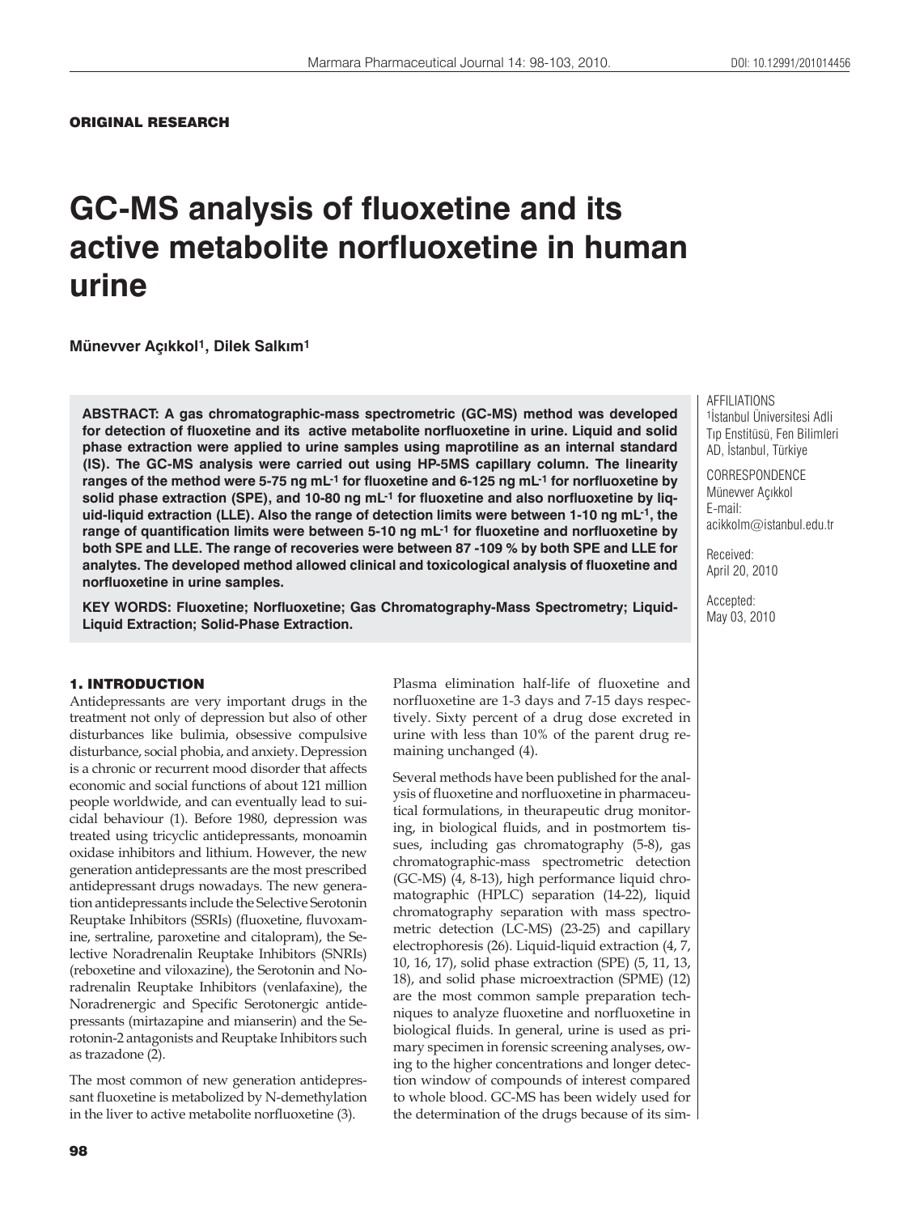ORIGINAL RESEARCH

# GC-MS analysis of fluoxetine and its active metabolite norfluoxetine in human urine

**Münevver Açıkkol[1], Dilek Salkım[1]**

**ABSTRACT: A gas chromatographic-mass spectrometric (GC-MS) method was developed for detection of fluoxetine and its active metabolite norfluoxetine in urine. Liquid and solid phase extraction were applied to urine samples using maprotiline as an internal standard (IS). The GC-MS analysis were carried out using HP-5MS capillary column. The linearity ranges of the method were 5-75 ng mL$^{-1}$ for fluoxetine and 6-125 ng mL$^{-1}$ for norfluoxetine by solid phase extraction (SPE), and 10-80 ng mL$^{-1}$ for fluoxetine and also norfluoxetine by liquid-liquid extraction (LLE). Also the range of detection limits were between 1-10 ng mL$^{-1}$, the range of quantification limits were between 5-10 ng mL$^{-1}$ for fluoxetine and norfluoxetine by both SPE and LLE. The range of recoveries were between 87 -109 % by both SPE and LLE for analytes. The developed method allowed clinical and toxicological analysis of fluoxetine and norfluoxetine in urine samples.**

**KEY WORDS: Fluoxetine; Norfluoxetine; Gas Chromatography-Mass Spectrometry; Liquid-Liquid Extraction; Solid-Phase Extraction.**

AFFILIATIONS
[1]İstanbul Üniversitesi Adli Tıp Enstitüsü, Fen Bilimleri AD, İstanbul, Türkiye

CORRESPONDENCE
Münevver Açıkkol
E-mail: acikkolm@istanbul.edu.tr

Received: April 20, 2010

Accepted: May 03, 2010

## 1. INTRODUCTION

Antidepressants are very important drugs in the treatment not only of depression but also of other disturbances like bulimia, obsessive compulsive disturbance, social phobia, and anxiety. Depression is a chronic or recurrent mood disorder that affects economic and social functions of about 121 million people worldwide, and can eventually lead to suicidal behaviour (1). Before 1980, depression was treated using tricyclic antidepressants, monoamin oxidase inhibitors and lithium. However, the new generation antidepressants are the most prescribed antidepressant drugs nowadays. The new generation antidepressants include the Selective Serotonin Reuptake Inhibitors (SSRIs) (fluoxetine, fluvoxamine, sertraline, paroxetine and citalopram), the Selective Noradrenalin Reuptake Inhibitors (SNRIs) (reboxetine and viloxazine), the Serotonin and Noradrenalin Reuptake Inhibitors (venlafaxine), the Noradrenergic and Specific Serotonergic antidepressants (mirtazapine and mianserin) and the Serotonin-2 antagonists and Reuptake Inhibitors such as trazadone (2).

The most common of new generation antidepressant fluoxetine is metabolized by N-demethylation in the liver to active metabolite norfluoxetine (3). Plasma elimination half-life of fluoxetine and norfluoxetine are 1-3 days and 7-15 days respectively. Sixty percent of a drug dose excreted in urine with less than 10% of the parent drug remaining unchanged (4).

Several methods have been published for the analysis of fluoxetine and norfluoxetine in pharmaceutical formulations, in theurapeutic drug monitoring, in biological fluids, and in postmortem tissues, including gas chromatography (5-8), gas chromatographic-mass spectrometric detection (GC-MS) (4, 8-13), high performance liquid chromatographic (HPLC) separation (14-22), liquid chromatography separation with mass spectrometric detection (LC-MS) (23-25) and capillary electrophoresis (26). Liquid-liquid extraction (4, 7, 10, 16, 17), solid phase extraction (SPE) (5, 11, 13, 18), and solid phase microextraction (SPME) (12) are the most common sample preparation techniques to analyze fluoxetine and norfluoxetine in biological fluids. In general, urine is used as primary specimen in forensic screening analyses, owing to the higher concentrations and longer detection window of compounds of interest compared to whole blood. GC-MS has been widely used for the determination of the drugs because of its sim-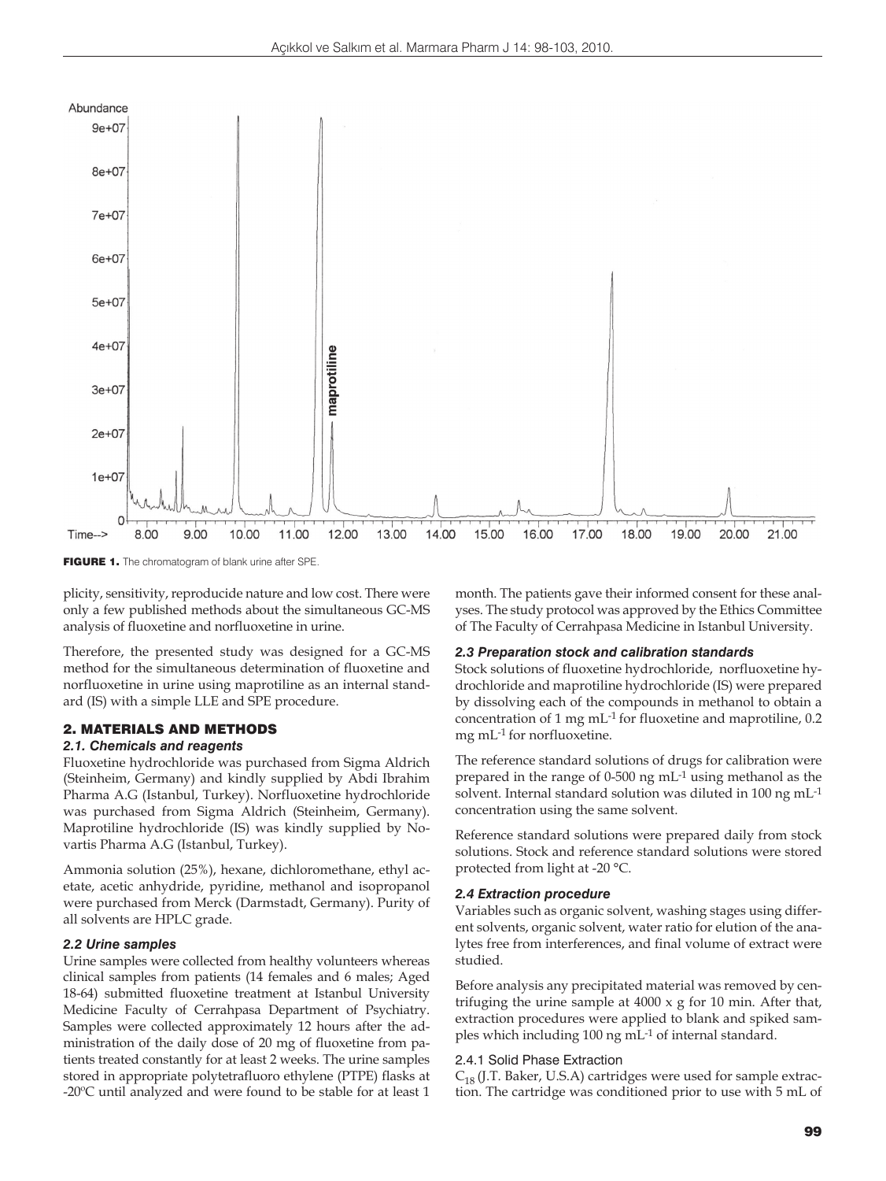**FIGURE 1.** The chromatogram of blank urine after SPE.

plicity, sensitivity, reproducide nature and low cost. There were only a few published methods about the simultaneous GC-MS analysis of fluoxetine and norfluoxetine in urine.

Therefore, the presented study was designed for a GC-MS method for the simultaneous determination of fluoxetine and norfluoxetine in urine using maprotiline as an internal standard (IS) with a simple LLE and SPE procedure.

## 2. MATERIALS AND METHODS

### *2.1. Chemicals and reagents*

Fluoxetine hydrochloride was purchased from Sigma Aldrich (Steinheim, Germany) and kindly supplied by Abdi Ibrahim Pharma A.G (Istanbul, Turkey). Norfluoxetine hydrochloride was purchased from Sigma Aldrich (Steinheim, Germany). Maprotiline hydrochloride (IS) was kindly supplied by Novartis Pharma A.G (Istanbul, Turkey).

Ammonia solution (25%), hexane, dichloromethane, ethyl acetate, acetic anhydride, pyridine, methanol and isopropanol were purchased from Merck (Darmstadt, Germany). Purity of all solvents are HPLC grade.

### *2.2 Urine samples*

Urine samples were collected from healthy volunteers whereas clinical samples from patients (14 females and 6 males; Aged 18-64) submitted fluoxetine treatment at Istanbul University Medicine Faculty of Cerrahpasa Department of Psychiatry. Samples were collected approximately 12 hours after the administration of the daily dose of 20 mg of fluoxetine from patients treated constantly for at least 2 weeks. The urine samples stored in appropriate polytetrafluoro ethylene (PTPE) flasks at -20ºC until analyzed and were found to be stable for at least 1 month. The patients gave their informed consent for these analyses. The study protocol was approved by the Ethics Committee of The Faculty of Cerrahpasa Medicine in Istanbul University.

### *2.3 Preparation stock and calibration standards*

Stock solutions of fluoxetine hydrochloride, norfluoxetine hydrochloride and maprotiline hydrochloride (IS) were prepared by dissolving each of the compounds in methanol to obtain a concentration of 1 mg $mL^{-1}$ for fluoxetine and maprotiline, 0.2 mg $mL^{-1}$ for norfluoxetine.

The reference standard solutions of drugs for calibration were prepared in the range of 0-500 ng $mL^{-1}$ using methanol as the solvent. Internal standard solution was diluted in 100 ng $mL^{-1}$ concentration using the same solvent.

Reference standard solutions were prepared daily from stock solutions. Stock and reference standard solutions were stored protected from light at -20 °C.

### *2.4 Extraction procedure*

Variables such as organic solvent, washing stages using different solvents, organic solvent, water ratio for elution of the analytes free from interferences, and final volume of extract were studied.

Before analysis any precipitated material was removed by centrifuging the urine sample at 4000 x g for 10 min. After that, extraction procedures were applied to blank and spiked samples which including 100 ng $mL^{-1}$ of internal standard.

#### 2.4.1 Solid Phase Extraction

$C_{18}$ (J.T. Baker, U.S.A) cartridges were used for sample extraction. The cartridge was conditioned prior to use with 5 mL of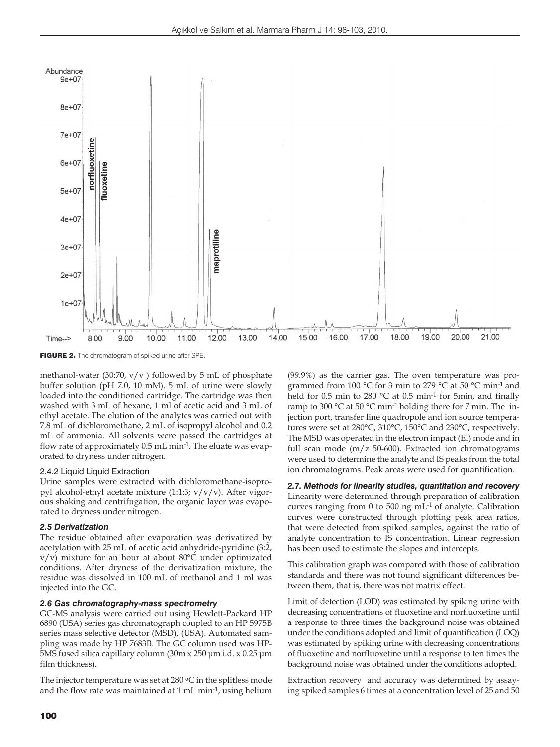**FIGURE 2.** The chromatogram of spiked urine after SPE.

methanol-water (30:70, v/v ) followed by 5 mL of phosphate buffer solution (pH 7.0, 10 mM). 5 mL of urine were slowly loaded into the conditioned cartridge. The cartridge was then washed with 3 mL of hexane, 1 ml of acetic acid and 3 mL of ethyl acetate. The elution of the analytes was carried out with 7.8 mL of dichloromethane, 2 mL of isopropyl alcohol and 0.2 mL of ammonia. All solvents were passed the cartridges at flow rate of approximately 0.5 mL min$^{-1}$. The eluate was evaporated to dryness under nitrogen.

#### 2.4.2 Liquid Liquid Extraction

Urine samples were extracted with dichloromethane-isopropyl alcohol-ethyl acetate mixture (1:1:3; v/v/v). After vigorous shaking and centrifugation, the organic layer was evaporated to dryness under nitrogen.

### *2.5 Derivatization*

The residue obtained after evaporation was derivatized by acetylation with 25 mL of acetic acid anhydride-pyridine (3:2, v/v) mixture for an hour at about 80°C under optimizated conditions. After dryness of the derivatization mixture, the residue was dissolved in 100 mL of methanol and 1 ml was injected into the GC.

### *2.6 Gas chromatography-mass spectrometry*

GC-MS analysis were carried out using Hewlett-Packard HP 6890 (USA) series gas chromatograph coupled to an HP 5975B series mass selective detector (MSD), (USA). Automated sampling was made by HP 7683B. The GC column used was HP-5MS fused silica capillary column (30m x 250 µm i.d. x 0.25 µm film thickness).

The injector temperature was set at 280 °C in the splitless mode and the flow rate was maintained at 1 mL min$^{-1}$, using helium (99.9%) as the carrier gas. The oven temperature was programmed from 100 °C for 3 min to 279 °C at 50 °C min$^{-1}$ and held for 0.5 min to 280 °C at 0.5 min$^{-1}$ for 5min, and finally ramp to 300 °C at 50 °C min$^{-1}$ holding there for 7 min. The injection port, transfer line quadropole and ion source temperatures were set at 280°C, 310°C, 150°C and 230°C, respectively. The MSD was operated in the electron impact (EI) mode and in full scan mode (m/z 50-600). Extracted ion chromatograms were used to determine the analyte and IS peaks from the total ion chromatograms. Peak areas were used for quantification.

### *2.7. Methods for linearity studies, quantitation and recovery*

Linearity were determined through preparation of calibration curves ranging from 0 to 500 ng mL$^{-1}$ of analyte. Calibration curves were constructed through plotting peak area ratios, that were detected from spiked samples, against the ratio of analyte concentration to IS concentration. Linear regression has been used to estimate the slopes and intercepts.

This calibration graph was compared with those of calibration standards and there was not found significant differences between them, that is, there was not matrix effect.

Limit of detection (LOD) was estimated by spiking urine with decreasing concentrations of fluoxetine and norfluoxetine until a response to three times the background noise was obtained under the conditions adopted and limit of quantification (LOQ) was estimated by spiking urine with decreasing concentrations of fluoxetine and norfluoxetine until a response to ten times the background noise was obtained under the conditions adopted.

Extraction recovery and accuracy was determined by assaying spiked samples 6 times at a concentration level of 25 and 50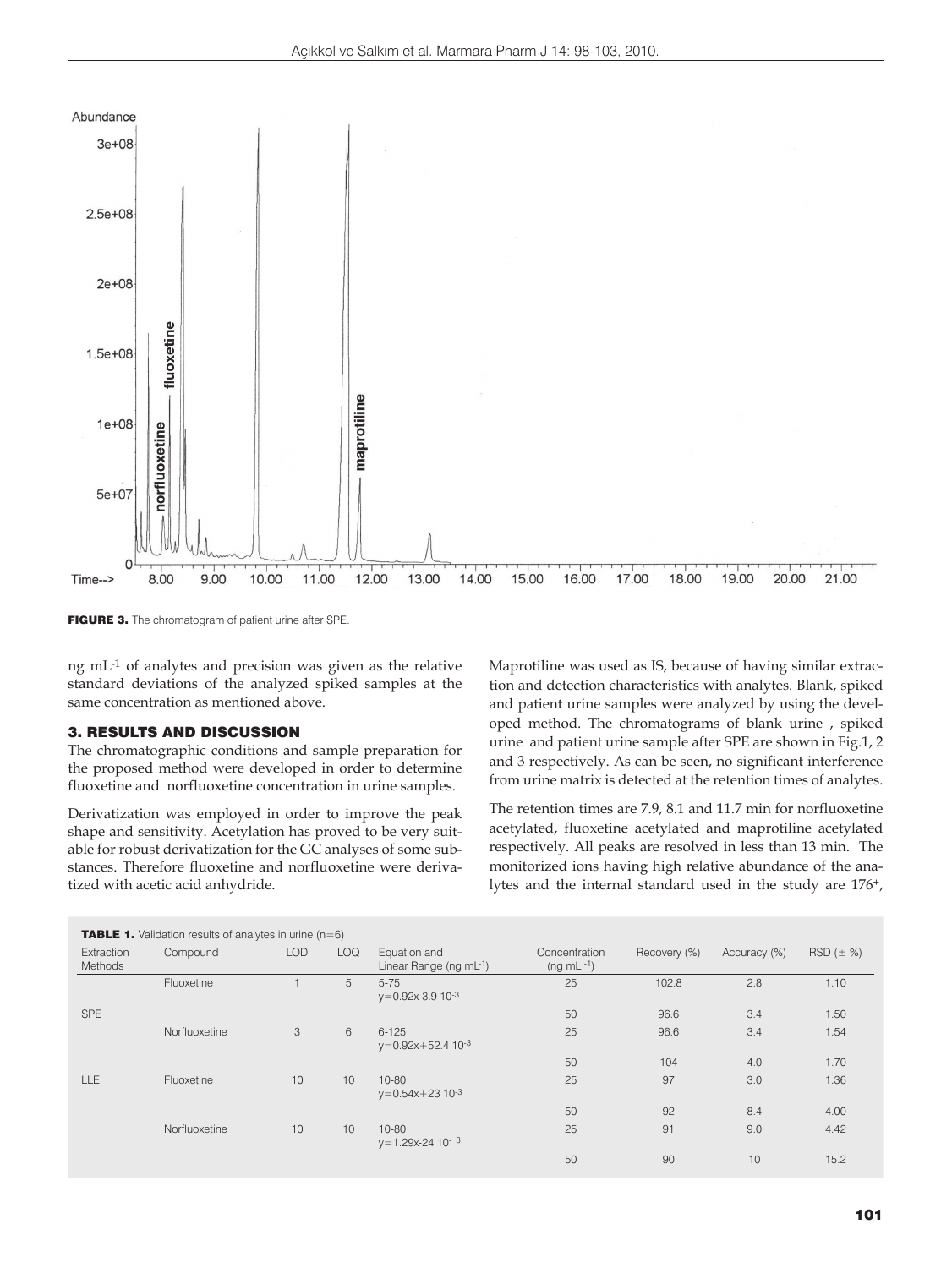FIGURE 3. The chromatogram of patient urine after SPE.

ng mL$^{-1}$ of analytes and precision was given as the relative standard deviations of the analyzed spiked samples at the same concentration as mentioned above.

## 3. RESULTS AND DISCUSSION

The chromatographic conditions and sample preparation for the proposed method were developed in order to determine fluoxetine and norfluoxetine concentration in urine samples.

Derivatization was employed in order to improve the peak shape and sensitivity. Acetylation has proved to be very suitable for robust derivatization for the GC analyses of some substances. Therefore fluoxetine and norfluoxetine were derivatized with acetic acid anhydride.

Maprotiline was used as IS, because of having similar extraction and detection characteristics with analytes. Blank, spiked and patient urine samples were analyzed by using the developed method. The chromatograms of blank urine , spiked urine and patient urine sample after SPE are shown in Fig.1, 2 and 3 respectively. As can be seen, no significant interference from urine matrix is detected at the retention times of analytes.

The retention times are 7.9, 8.1 and 11.7 min for norfluoxetine acetylated, fluoxetine acetylated and maprotiline acetylated respectively. All peaks are resolved in less than 13 min. The monitorized ions having high relative abundance of the analytes and the internal standard used in the study are 176$^{+}$,

**TABLE 1.** Validation results of analytes in urine (n=6)

| Extraction Methods | Compound | LOD | LOQ | Equation and Linear Range (ng mL$^{-1}$) | Concentration (ng mL$^{-1}$) | Recovery (%) | Accuracy (%) | RSD (± %) |
|---|---|---|---|---|---|---|---|---|
| SPE | Fluoxetine | 1 | 5 | 5-75 $y=0.92x-3.9\ 10^{-3}$ | 25 | 102.8 | 2.8 | 1.10 |
| | | | | | 50 | 96.6 | 3.4 | 1.50 |
| | Norfluoxetine | 3 | 6 | 6-125 $y=0.92x+52.4\ 10^{-3}$ | 25 | 96.6 | 3.4 | 1.54 |
| | | | | | 50 | 104 | 4.0 | 1.70 |
| LLE | Fluoxetine | 10 | 10 | 10-80 $y=0.54x+23\ 10^{-3}$ | 25 | 97 | 3.0 | 1.36 |
| | | | | | 50 | 92 | 8.4 | 4.00 |
| | Norfluoxetine | 10 | 10 | 10-80 $y=1.29x-24\ 10^{-3}$ | 25 | 91 | 9.0 | 4.42 |
| | | | | | 50 | 90 | 10 | 15.2 |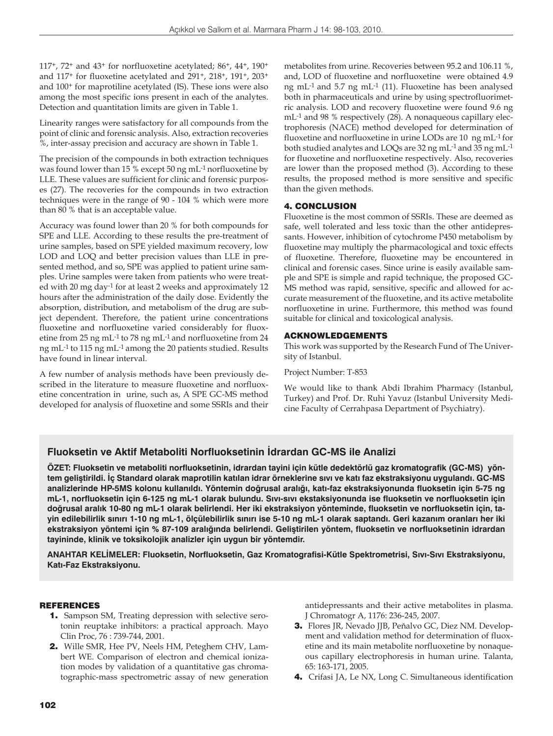117⁺, 72⁺ and 43⁺ for norfluoxetine acetylated; 86⁺, 44⁺, 190⁺ and 117⁺ for fluoxetine acetylated and 291⁺, 218⁺, 191⁺, 203⁺ and 100⁺ for maprotiline acetylated (IS). These ions were also among the most specific ions present in each of the analytes. Detection and quantitation limits are given in Table 1.

Linearity ranges were satisfactory for all compounds from the point of clinic and forensic analysis. Also, extraction recoveries %, inter-assay precision and accuracy are shown in Table 1.

The precision of the compounds in both extraction techniques was found lower than 15 % except 50 ng mL$^{-1}$ norfluoxetine by LLE. These values are sufficient for clinic and forensic purposes (27). The recoveries for the compounds in two extraction techniques were in the range of 90 - 104 % which were more than 80 % that is an acceptable value.

Accuracy was found lower than 20 % for both compounds for SPE and LLE. According to these results the pre-treatment of urine samples, based on SPE yielded maximum recovery, low LOD and LOQ and better precision values than LLE in presented method, and so, SPE was applied to patient urine samples. Urine samples were taken from patients who were treated with 20 mg day$^{-1}$ for at least 2 weeks and approximately 12 hours after the administration of the daily dose. Evidently the absorption, distribution, and metabolism of the drug are subject dependent. Therefore, the patient urine concentrations fluoxetine and norfluoxetine varied considerably for fluoxetine from 25 ng mL$^{-1}$ to 78 ng mL$^{-1}$ and norfluoxetine from 24 ng mL$^{-1}$ to 115 ng mL$^{-1}$ among the 20 patients studied. Results have found in linear interval.

A few number of analysis methods have been previously described in the literature to measure fluoxetine and norfluoxetine concentration in urine, such as, A SPE GC-MS method developed for analysis of fluoxetine and some SSRIs and their metabolites from urine. Recoveries between 95.2 and 106.11 %, and, LOD of fluoxetine and norfluoxetine were obtained 4.9 ng mL$^{-1}$ and 5.7 ng mL$^{-1}$ (11). Fluoxetine has been analysed both in pharmaceuticals and urine by using spectrofluorimetric analysis. LOD and recovery fluoxetine were found 9.6 ng mL$^{-1}$ and 98 % respectively (28). A nonaqueous capillary electrophoresis (NACE) method developed for determination of fluoxetine and norfluoxetine in urine LODs are 10 ng mL$^{-1}$ for both studied analytes and LOQs are 32 ng mL$^{-1}$ and 35 ng mL$^{-1}$ for fluoxetine and norfluoxetine respectively. Also, recoveries are lower than the proposed method (3). According to these results, the proposed method is more sensitive and specific than the given methods.

## 4. CONCLUSION

Fluoxetine is the most common of SSRIs. These are deemed as safe, well tolerated and less toxic than the other antidepressants. However, inhibition of cytochrome P450 metabolism by fluoxetine may multiply the pharmacological and toxic effects of fluoxetine. Therefore, fluoxetine may be encountered in clinical and forensic cases. Since urine is easily available sample and SPE is simple and rapid technique, the proposed GC-MS method was rapid, sensitive, specific and allowed for accurate measurement of the fluoxetine, and its active metabolite norfluoxetine in urine. Furthermore, this method was found suitable for clinical and toxicological analysis.

## ACKNOWLEDGEMENTS

This work was supported by the Research Fund of The University of Istanbul.

Project Number: T-853

We would like to thank Abdi Ibrahim Pharmacy (Istanbul, Turkey) and Prof. Dr. Ruhi Yavuz (Istanbul University Medicine Faculty of Cerrahpasa Department of Psychiatry).

## Fluoksetin ve Aktif Metaboliti Norfluoksetinin İdrardan GC-MS ile Analizi

**ÖZET: Fluoksetin ve metaboliti norfluoksetinin, idrardan tayini için kütle dedektörlü gaz kromatografik (GC-MS) yöntem geliştirildi. İç Standard olarak maprotilin katılan idrar örneklerine sıvı ve katı faz ekstraksiyonu uygulandı. GC-MS analizlerinde HP-5MS kolonu kullanıldı. Yöntemin doğrusal aralığı, katı-faz ekstraksiyonunda fluoksetin için 5-75 ng mL-1, norfluoksetin için 6-125 ng mL-1 olarak bulundu. Sıvı-sıvı ekstaksiyonunda ise fluoksetin ve norfluoksetin için doğrusal aralık 10-80 ng mL-1 olarak belirlendi. Her iki ekstraksiyon yönteminde, fluoksetin ve norfluoksetin için, tayin edilebilirlik sınırı 1-10 ng mL-1, ölçülebilirlik sınırı ise 5-10 ng mL-1 olarak saptandı. Geri kazanım oranları her iki ekstraksiyon yöntemi için % 87-109 aralığında belirlendi. Geliştirilen yöntem, fluoksetin ve norfluoksetinin idrardan tayininde, klinik ve toksikolojik analizler için uygun bir yöntemdir.**

**ANAHTAR KELİMELER: Fluoksetin, Norfluoksetin, Gaz Kromatografisi-Kütle Spektrometrisi, Sıvı-Sıvı Ekstraksiyonu, Katı-Faz Ekstraksiyonu.**

## REFERENCES

1. Sampson SM, Treating depression with selective serotonin reuptake inhibitors: a practical approach. Mayo Clin Proc, 76 : 739-744, 2001.
2. Wille SMR, Hee PV, Neels HM, Peteghem CHV, Lambert WE. Comparison of electron and chemical ionization modes by validation of a quantitative gas chromatographic-mass spectrometric assay of new generation antidepressants and their active metabolites in plasma. J Chromatogr A, 1176: 236-245, 2007.
3. Flores JR, Nevado JJB, Peňalvo GC, Diez NM. Development and validation method for determination of fluoxetine and its main metabolite norfluoxetine by nonaqueous capillary electrophoresis in human urine. Talanta, 65: 163-171, 2005.
4. Crifasi JA, Le NX, Long C. Simultaneous identification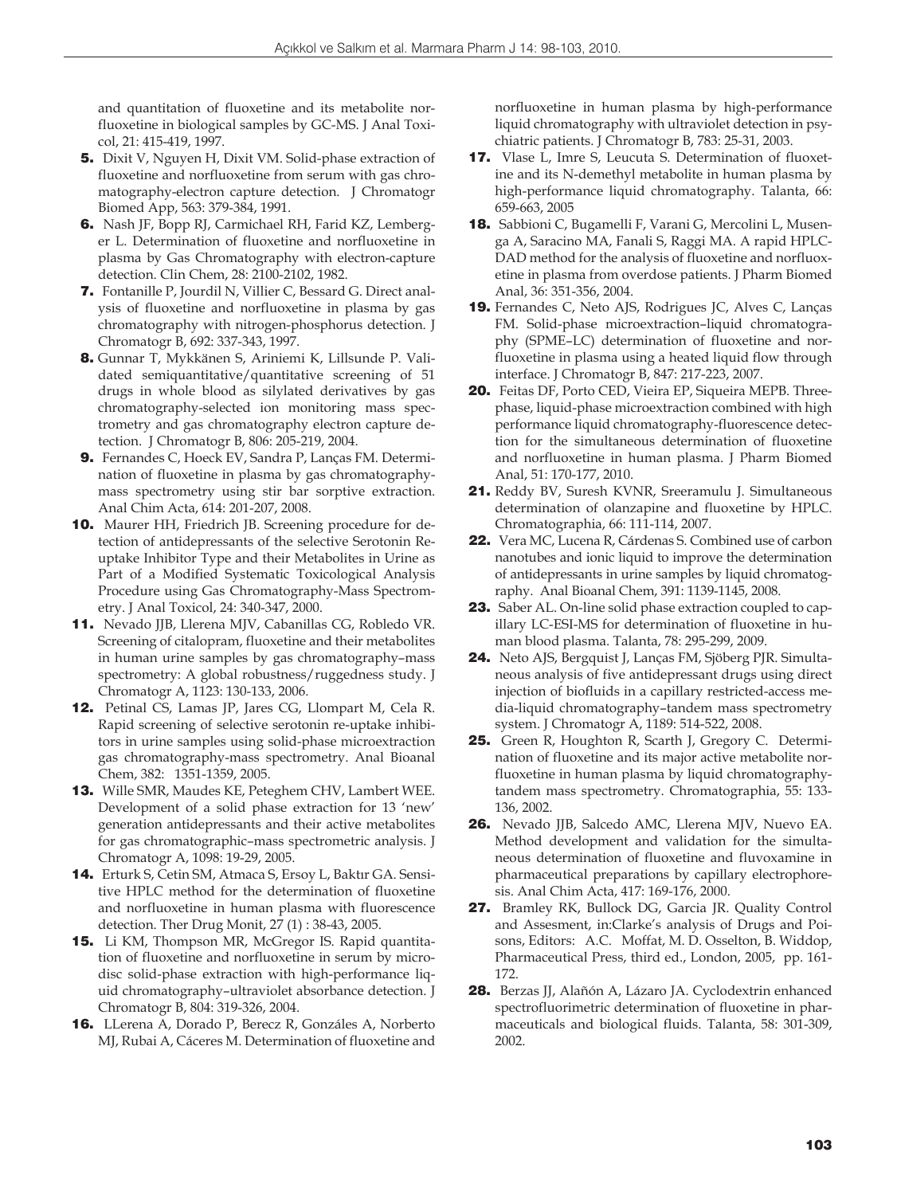and quantitation of fluoxetine and its metabolite norfluoxetine in biological samples by GC-MS. J Anal Toxicol, 21: 415-419, 1997.

5. Dixit V, Nguyen H, Dixit VM. Solid-phase extraction of fluoxetine and norfluoxetine from serum with gas chromatography-electron capture detection. J Chromatogr Biomed App, 563: 379-384, 1991.
6. Nash JF, Bopp RJ, Carmichael RH, Farid KZ, Lemberger L. Determination of fluoxetine and norfluoxetine in plasma by Gas Chromatography with electron-capture detection. Clin Chem, 28: 2100-2102, 1982.
7. Fontanille P, Jourdil N, Villier C, Bessard G. Direct analysis of fluoxetine and norfluoxetine in plasma by gas chromatography with nitrogen-phosphorus detection. J Chromatogr B, 692: 337-343, 1997.
8. Gunnar T, Mykkänen S, Ariniemi K, Lillsunde P. Validated semiquantitative/quantitative screening of 51 drugs in whole blood as silylated derivatives by gas chromatography-selected ion monitoring mass spectrometry and gas chromatography electron capture detection. J Chromatogr B, 806: 205-219, 2004.
9. Fernandes C, Hoeck EV, Sandra P, Lanças FM. Determination of fluoxetine in plasma by gas chromatography-mass spectrometry using stir bar sorptive extraction. Anal Chim Acta, 614: 201-207, 2008.
10. Maurer HH, Friedrich JB. Screening procedure for detection of antidepressants of the selective Serotonin Reuptake Inhibitor Type and their Metabolites in Urine as Part of a Modified Systematic Toxicological Analysis Procedure using Gas Chromatography-Mass Spectrometry. J Anal Toxicol, 24: 340-347, 2000.
11. Nevado JJB, Llerena MJV, Cabanillas CG, Robledo VR. Screening of citalopram, fluoxetine and their metabolites in human urine samples by gas chromatography–mass spectrometry: A global robustness/ruggedness study. J Chromatogr A, 1123: 130-133, 2006.
12. Petinal CS, Lamas JP, Jares CG, Llompart M, Cela R. Rapid screening of selective serotonin re-uptake inhibitors in urine samples using solid-phase microextraction gas chromatography-mass spectrometry. Anal Bioanal Chem, 382: 1351-1359, 2005.
13. Wille SMR, Maudes KE, Peteghem CHV, Lambert WEE. Development of a solid phase extraction for 13 'new' generation antidepressants and their active metabolites for gas chromatographic–mass spectrometric analysis. J Chromatogr A, 1098: 19-29, 2005.
14. Erturk S, Cetin SM, Atmaca S, Ersoy L, Baktır GA. Sensitive HPLC method for the determination of fluoxetine and norfluoxetine in human plasma with fluorescence detection. Ther Drug Monit, 27 (1) : 38-43, 2005.
15. Li KM, Thompson MR, McGregor IS. Rapid quantitation of fluoxetine and norfluoxetine in serum by micro-disc solid-phase extraction with high-performance liquid chromatography–ultraviolet absorbance detection. J Chromatogr B, 804: 319-326, 2004.
16. LLerena A, Dorado P, Berecz R, Gonzáles A, Norberto MJ, Rubai A, Cáceres M. Determination of fluoxetine and norfluoxetine in human plasma by high-performance liquid chromatography with ultraviolet detection in psychiatric patients. J Chromatogr B, 783: 25-31, 2003.
17. Vlase L, Imre S, Leucuta S. Determination of fluoxetine and its N-demethyl metabolite in human plasma by high-performance liquid chromatography. Talanta, 66: 659-663, 2005
18. Sabbioni C, Bugamelli F, Varani G, Mercolini L, Musenga A, Saracino MA, Fanali S, Raggi MA. A rapid HPLC-DAD method for the analysis of fluoxetine and norfluoxetine in plasma from overdose patients. J Pharm Biomed Anal, 36: 351-356, 2004.
19. Fernandes C, Neto AJS, Rodrigues JC, Alves C, Lanças FM. Solid-phase microextraction–liquid chromatography (SPME–LC) determination of fluoxetine and norfluoxetine in plasma using a heated liquid flow through interface. J Chromatogr B, 847: 217-223, 2007.
20. Feitas DF, Porto CED, Vieira EP, Siqueira MEPB. Three-phase, liquid-phase microextraction combined with high performance liquid chromatography-fluorescence detection for the simultaneous determination of fluoxetine and norfluoxetine in human plasma. J Pharm Biomed Anal, 51: 170-177, 2010.
21. Reddy BV, Suresh KVNR, Sreeramulu J. Simultaneous determination of olanzapine and fluoxetine by HPLC. Chromatographia, 66: 111-114, 2007.
22. Vera MC, Lucena R, Cárdenas S. Combined use of carbon nanotubes and ionic liquid to improve the determination of antidepressants in urine samples by liquid chromatography. Anal Bioanal Chem, 391: 1139-1145, 2008.
23. Saber AL. On-line solid phase extraction coupled to capillary LC-ESI-MS for determination of fluoxetine in human blood plasma. Talanta, 78: 295-299, 2009.
24. Neto AJS, Bergquist J, Lanças FM, Sjöberg PJR. Simultaneous analysis of five antidepressant drugs using direct injection of biofluids in a capillary restricted-access media-liquid chromatography–tandem mass spectrometry system. J Chromatogr A, 1189: 514-522, 2008.
25. Green R, Houghton R, Scarth J, Gregory C. Determination of fluoxetine and its major active metabolite norfluoxetine in human plasma by liquid chromatography-tandem mass spectrometry. Chromatographia, 55: 133-136, 2002.
26. Nevado JJB, Salcedo AMC, Llerena MJV, Nuevo EA. Method development and validation for the simultaneous determination of fluoxetine and fluvoxamine in pharmaceutical preparations by capillary electrophoresis. Anal Chim Acta, 417: 169-176, 2000.
27. Bramley RK, Bullock DG, Garcia JR. Quality Control and Assesment, in:Clarke's analysis of Drugs and Poisons, Editors: A.C. Moffat, M. D. Osselton, B. Widdop, Pharmaceutical Press, third ed., London, 2005, pp. 161-172.
28. Berzas JJ, Alañón A, Lázaro JA. Cyclodextrin enhanced spectrofluorimetric determination of fluoxetine in pharmaceuticals and biological fluids. Talanta, 58: 301-309, 2002.